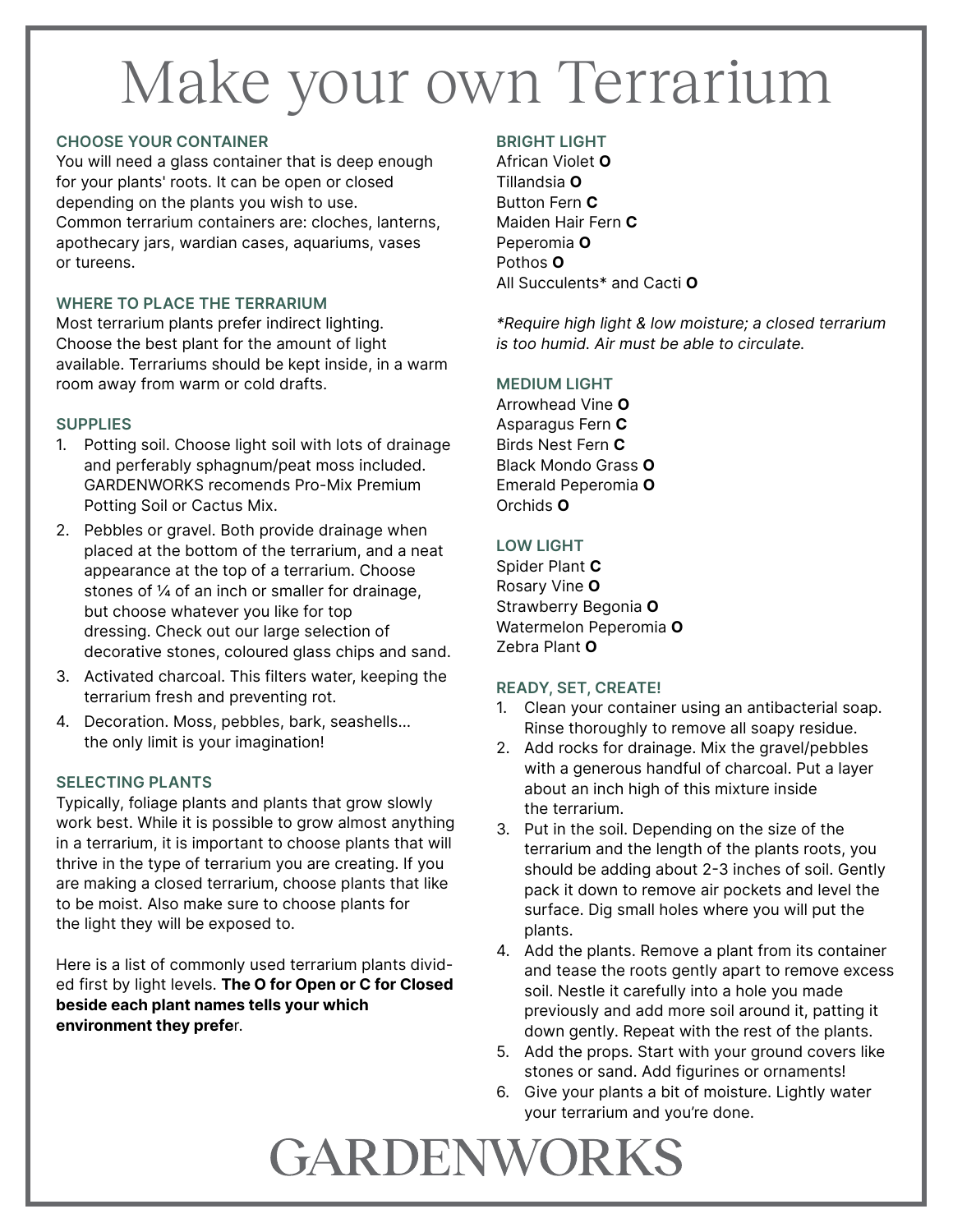# Make your own Terrarium

### CHOOSE YOUR CONTAINER

You will need a glass container that is deep enough for your plants' roots. It can be open or closed depending on the plants you wish to use. Common terrarium containers are: cloches, lanterns, apothecary jars, wardian cases, aquariums, vases or tureens.

### WHERE TO PLACE THE TERRARIUM

Most terrarium plants prefer indirect lighting. Choose the best plant for the amount of light available. Terrariums should be kept inside, in a warm room away from warm or cold drafts.

### SUPPLIES

1. Potting soil. Choose light soil with lots of drainage and perferably sphagnum/peat moss included. GARDENWORKS recomends Pro-Mix Premium Potting Soil or Cactus Mix.
2. Pebbles or gravel. Both provide drainage when placed at the bottom of the terrarium, and a neat appearance at the top of a terrarium. Choose stones of ¼ of an inch or smaller for drainage, but choose whatever you like for top dressing. Check out our large selection of decorative stones, coloured glass chips and sand.
3. Activated charcoal. This filters water, keeping the terrarium fresh and preventing rot.
4. Decoration. Moss, pebbles, bark, seashells... the only limit is your imagination!

### SELECTING PLANTS

Typically, foliage plants and plants that grow slowly work best. While it is possible to grow almost anything in a terrarium, it is important to choose plants that will thrive in the type of terrarium you are creating. If you are making a closed terrarium, choose plants that like to be moist. Also make sure to choose plants for the light they will be exposed to.

Here is a list of commonly used terrarium plants divided first by light levels. **The O for Open or C for Closed beside each plant names tells your which environment they prefe**r.

### BRIGHT LIGHT

African Violet **O**
Tillandsia **O**
Button Fern **C**
Maiden Hair Fern **C**
Peperomia **O**
Pothos **O**
All Succulents* and Cacti **O**

*\*Require high light & low moisture; a closed terrarium is too humid. Air must be able to circulate.*

### MEDIUM LIGHT

Arrowhead Vine **O**
Asparagus Fern **C**
Birds Nest Fern **C**
Black Mondo Grass **O**
Emerald Peperomia **O**
Orchids **O**

### LOW LIGHT

Spider Plant **C**
Rosary Vine **O**
Strawberry Begonia **O**
Watermelon Peperomia **O**
Zebra Plant **O**

### READY, SET, CREATE!

1. Clean your container using an antibacterial soap. Rinse thoroughly to remove all soapy residue.
2. Add rocks for drainage. Mix the gravel/pebbles with a generous handful of charcoal. Put a layer about an inch high of this mixture inside the terrarium.
3. Put in the soil. Depending on the size of the terrarium and the length of the plants roots, you should be adding about 2-3 inches of soil. Gently pack it down to remove air pockets and level the surface. Dig small holes where you will put the plants.
4. Add the plants. Remove a plant from its container and tease the roots gently apart to remove excess soil. Nestle it carefully into a hole you made previously and add more soil around it, patting it down gently. Repeat with the rest of the plants.
5. Add the props. Start with your ground covers like stones or sand. Add figurines or ornaments!
6. Give your plants a bit of moisture. Lightly water your terrarium and you're done.

GARDENWORKS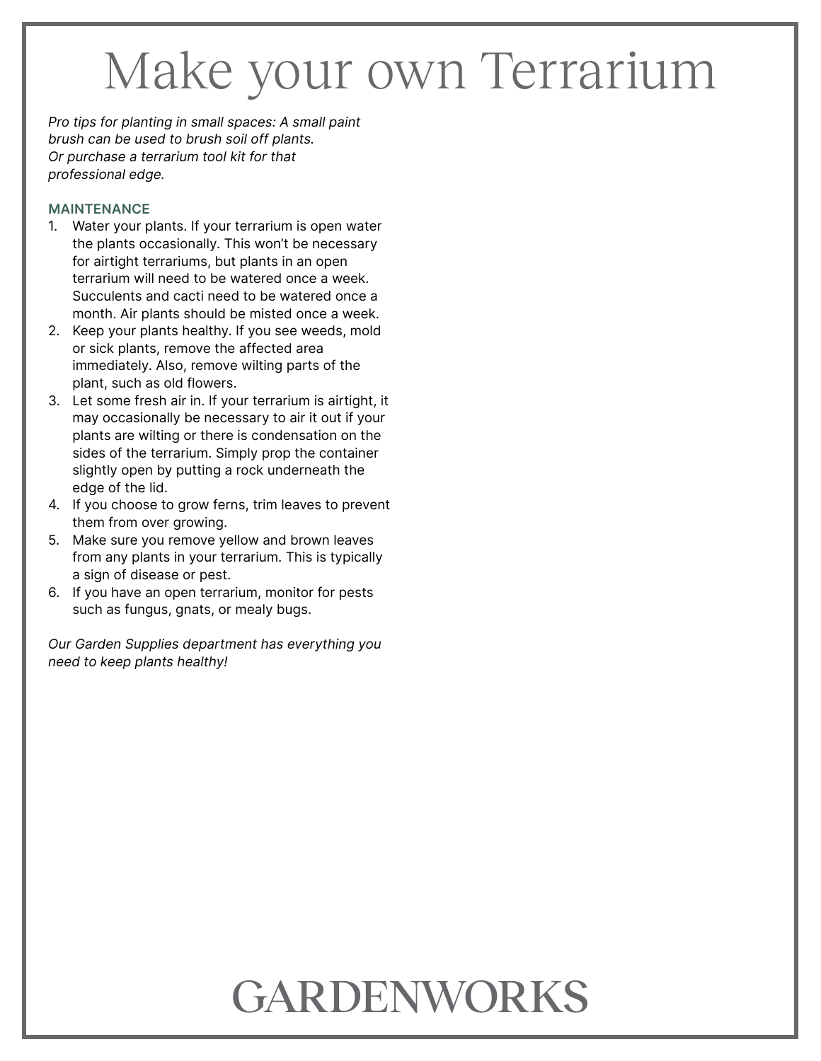# Make your own Terrarium

*Pro tips for planting in small spaces: A small paint brush can be used to brush soil off plants. Or purchase a terrarium tool kit for that professional edge.*

## MAINTENANCE

1. Water your plants. If your terrarium is open water the plants occasionally. This won't be necessary for airtight terrariums, but plants in an open terrarium will need to be watered once a week. Succulents and cacti need to be watered once a month. Air plants should be misted once a week.
2. Keep your plants healthy. If you see weeds, mold or sick plants, remove the affected area immediately. Also, remove wilting parts of the plant, such as old flowers.
3. Let some fresh air in. If your terrarium is airtight, it may occasionally be necessary to air it out if your plants are wilting or there is condensation on the sides of the terrarium. Simply prop the container slightly open by putting a rock underneath the edge of the lid.
4. If you choose to grow ferns, trim leaves to prevent them from over growing.
5. Make sure you remove yellow and brown leaves from any plants in your terrarium. This is typically a sign of disease or pest.
6. If you have an open terrarium, monitor for pests such as fungus, gnats, or mealy bugs.

*Our Garden Supplies department has everything you need to keep plants healthy!*

GARDENWORKS